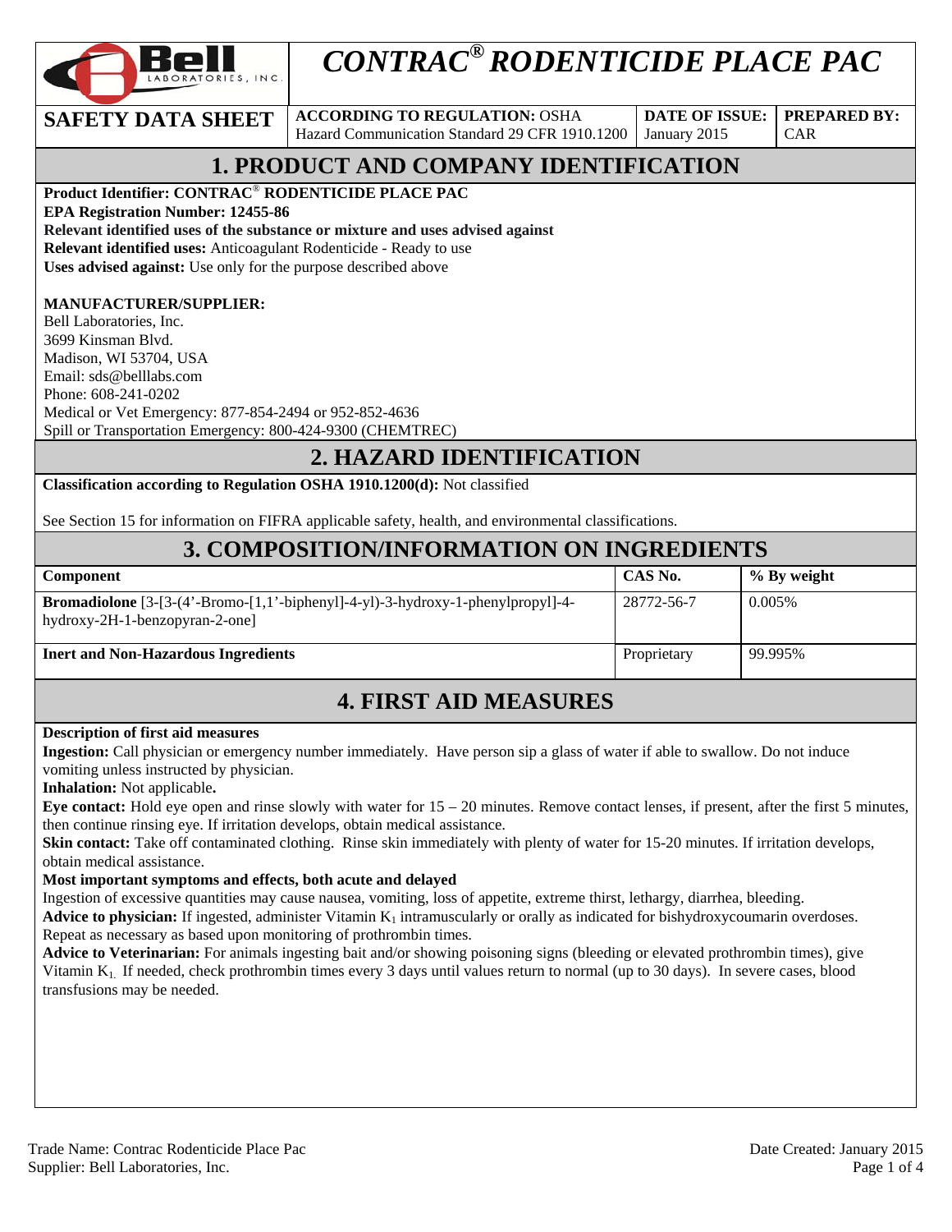# CONTRAC® RODENTICIDE PLACE PAC

| SAFETY DATA SHEET | ACCORDING TO REGULATION: OSHA Hazard Communication Standard 29 CFR 1910.1200 | DATE OF ISSUE: January 2015 | PREPARED BY: CAR |
|---|---|---|---|

## 1. PRODUCT AND COMPANY IDENTIFICATION

**Product Identifier: CONTRAC® RODENTICIDE PLACE PAC**
**EPA Registration Number: 12455-86**
**Relevant identified uses of the substance or mixture and uses advised against**
**Relevant identified uses:** Anticoagulant Rodenticide - Ready to use
**Uses advised against:** Use only for the purpose described above

**MANUFACTURER/SUPPLIER:**
Bell Laboratories, Inc.
3699 Kinsman Blvd.
Madison, WI 53704, USA
Email: sds@belllabs.com
Phone: 608-241-0202
Medical or Vet Emergency: 877-854-2494 or 952-852-4636
Spill or Transportation Emergency: 800-424-9300 (CHEMTREC)

## 2. HAZARD IDENTIFICATION

**Classification according to Regulation OSHA 1910.1200(d):** Not classified

See Section 15 for information on FIFRA applicable safety, health, and environmental classifications.

## 3. COMPOSITION/INFORMATION ON INGREDIENTS

| Component | CAS No. | % By weight |
|---|---|---|
| **Bromadiolone** [3-[3-(4'-Bromo-[1,1'-biphenyl]-4-yl)-3-hydroxy-1-phenylpropyl]-4-hydroxy-2H-1-benzopyran-2-one] | 28772-56-7 | 0.005% |
| **Inert and Non-Hazardous Ingredients** | Proprietary | 99.995% |

## 4. FIRST AID MEASURES

**Description of first aid measures**
**Ingestion:** Call physician or emergency number immediately. Have person sip a glass of water if able to swallow. Do not induce vomiting unless instructed by physician.
**Inhalation:** Not applicable**.**
**Eye contact:** Hold eye open and rinse slowly with water for 15 – 20 minutes. Remove contact lenses, if present, after the first 5 minutes, then continue rinsing eye. If irritation develops, obtain medical assistance.
**Skin contact:** Take off contaminated clothing. Rinse skin immediately with plenty of water for 15-20 minutes. If irritation develops, obtain medical assistance.
**Most important symptoms and effects, both acute and delayed**
Ingestion of excessive quantities may cause nausea, vomiting, loss of appetite, extreme thirst, lethargy, diarrhea, bleeding.
**Advice to physician:** If ingested, administer Vitamin $K_1$ intramuscularly or orally as indicated for bishydroxycoumarin overdoses. Repeat as necessary as based upon monitoring of prothrombin times.
**Advice to Veterinarian:** For animals ingesting bait and/or showing poisoning signs (bleeding or elevated prothrombin times), give Vitamin $K_1$. If needed, check prothrombin times every 3 days until values return to normal (up to 30 days). In severe cases, blood transfusions may be needed.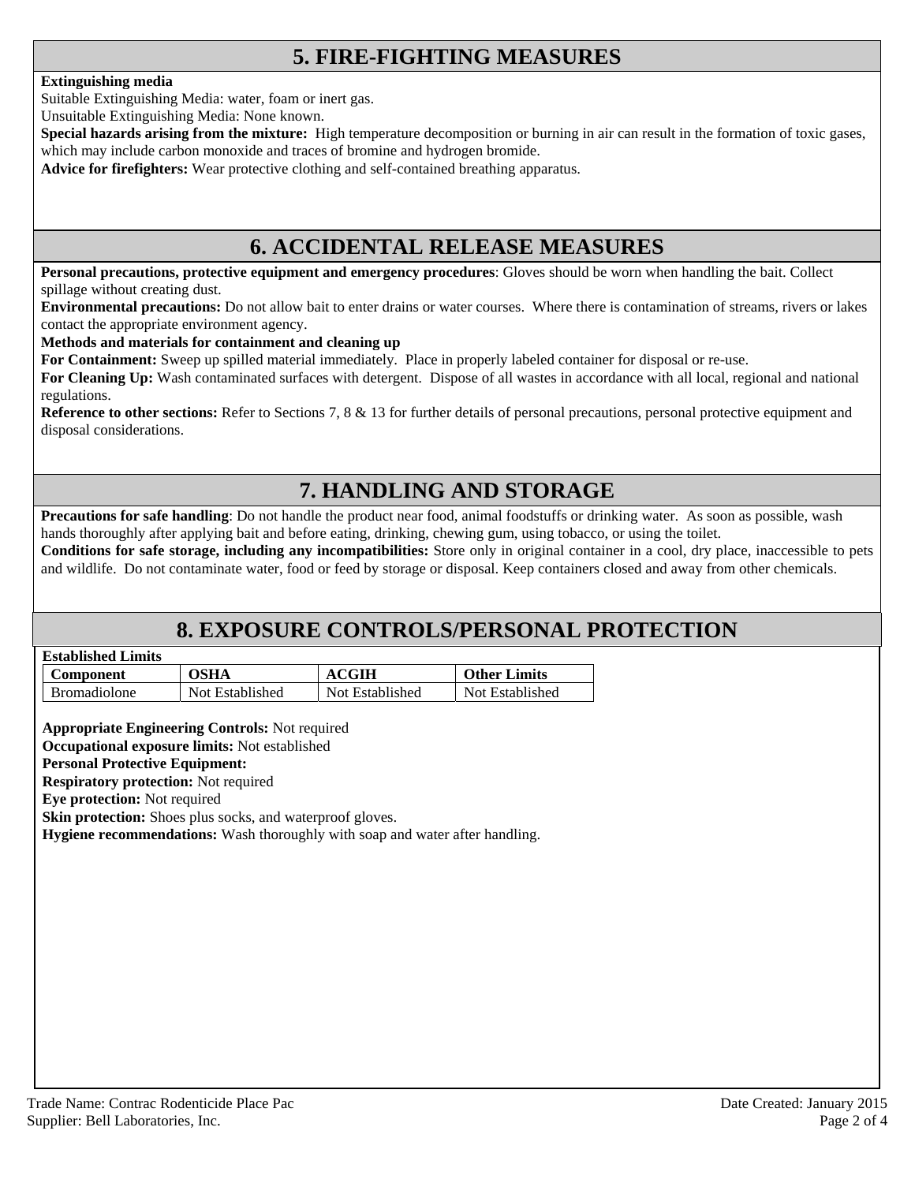## 5. FIRE-FIGHTING MEASURES

**Extinguishing media**

Suitable Extinguishing Media: water, foam or inert gas.

Unsuitable Extinguishing Media: None known.

**Special hazards arising from the mixture:** High temperature decomposition or burning in air can result in the formation of toxic gases, which may include carbon monoxide and traces of bromine and hydrogen bromide.

**Advice for firefighters:** Wear protective clothing and self-contained breathing apparatus.

## 6. ACCIDENTAL RELEASE MEASURES

**Personal precautions, protective equipment and emergency procedures**: Gloves should be worn when handling the bait. Collect spillage without creating dust.

**Environmental precautions:** Do not allow bait to enter drains or water courses. Where there is contamination of streams, rivers or lakes contact the appropriate environment agency.

**Methods and materials for containment and cleaning up**

**For Containment:** Sweep up spilled material immediately. Place in properly labeled container for disposal or re-use.

**For Cleaning Up:** Wash contaminated surfaces with detergent. Dispose of all wastes in accordance with all local, regional and national regulations.

**Reference to other sections:** Refer to Sections 7, 8 & 13 for further details of personal precautions, personal protective equipment and disposal considerations.

## 7. HANDLING AND STORAGE

**Precautions for safe handling**: Do not handle the product near food, animal foodstuffs or drinking water. As soon as possible, wash hands thoroughly after applying bait and before eating, drinking, chewing gum, using tobacco, or using the toilet.

**Conditions for safe storage, including any incompatibilities:** Store only in original container in a cool, dry place, inaccessible to pets and wildlife. Do not contaminate water, food or feed by storage or disposal. Keep containers closed and away from other chemicals.

## 8. EXPOSURE CONTROLS/PERSONAL PROTECTION

**Established Limits**

| Component | OSHA | ACGIH | Other Limits |
|---|---|---|---|
| Bromadiolone | Not Established | Not Established | Not Established |

**Appropriate Engineering Controls:** Not required

**Occupational exposure limits:** Not established

**Personal Protective Equipment:**

**Respiratory protection:** Not required

**Eye protection:** Not required

**Skin protection:** Shoes plus socks, and waterproof gloves.

**Hygiene recommendations:** Wash thoroughly with soap and water after handling.

Trade Name: Contrac Rodenticide Place Pac
Supplier: Bell Laboratories, Inc.
Date Created: January 2015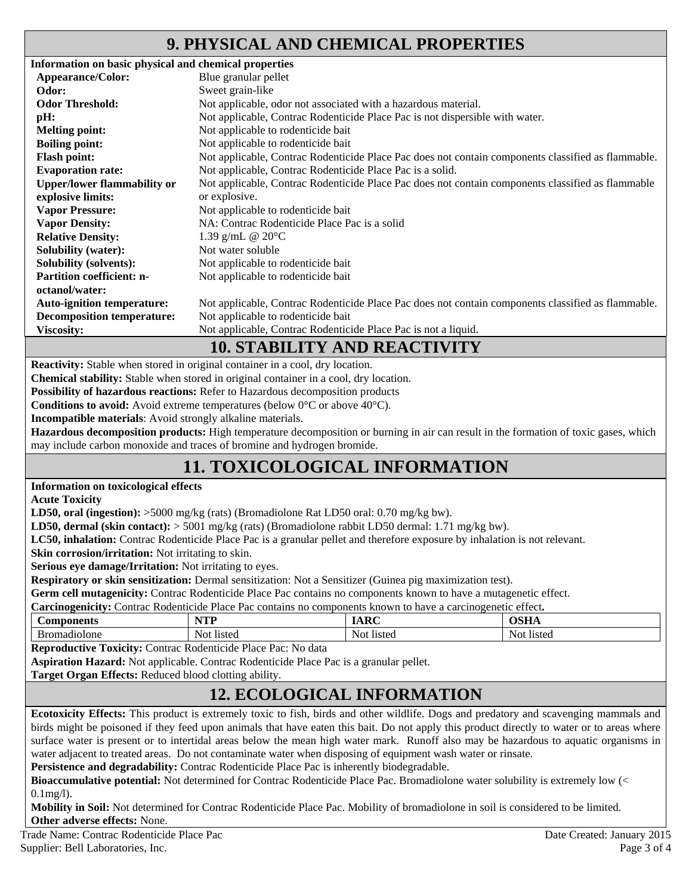## 9. PHYSICAL AND CHEMICAL PROPERTIES

**Information on basic physical and chemical properties**

| | |
|---|---|
| **Appearance/Color:** | Blue granular pellet |
| **Odor:** | Sweet grain-like |
| **Odor Threshold:** | Not applicable, odor not associated with a hazardous material. |
| **pH:** | Not applicable, Contrac Rodenticide Place Pac is not dispersible with water. |
| **Melting point:** | Not applicable to rodenticide bait |
| **Boiling point:** | Not applicable to rodenticide bait |
| **Flash point:** | Not applicable, Contrac Rodenticide Place Pac does not contain components classified as flammable. |
| **Evaporation rate:** | Not applicable, Contrac Rodenticide Place Pac is a solid. |
| **Upper/lower flammability or explosive limits:** | Not applicable, Contrac Rodenticide Place Pac does not contain components classified as flammable or explosive. |
| **Vapor Pressure:** | Not applicable to rodenticide bait |
| **Vapor Density:** | NA: Contrac Rodenticide Place Pac is a solid |
| **Relative Density:** | 1.39 g/mL @ 20°C |
| **Solubility (water):** | Not water soluble |
| **Solubility (solvents):** | Not applicable to rodenticide bait |
| **Partition coefficient: n-octanol/water:** | Not applicable to rodenticide bait |
| **Auto-ignition temperature:** | Not applicable, Contrac Rodenticide Place Pac does not contain components classified as flammable. |
| **Decomposition temperature:** | Not applicable to rodenticide bait |
| **Viscosity:** | Not applicable, Contrac Rodenticide Place Pac is not a liquid. |

## 10. STABILITY AND REACTIVITY

**Reactivity:** Stable when stored in original container in a cool, dry location.

**Chemical stability:** Stable when stored in original container in a cool, dry location.

**Possibility of hazardous reactions:** Refer to Hazardous decomposition products

**Conditions to avoid:** Avoid extreme temperatures (below 0°C or above 40°C).

**Incompatible materials**: Avoid strongly alkaline materials.

**Hazardous decomposition products:** High temperature decomposition or burning in air can result in the formation of toxic gases, which may include carbon monoxide and traces of bromine and hydrogen bromide.

## 11. TOXICOLOGICAL INFORMATION

**Information on toxicological effects**

**Acute Toxicity**

**LD50, oral (ingestion):** >5000 mg/kg (rats) (Bromadiolone Rat LD50 oral: 0.70 mg/kg bw).

**LD50, dermal (skin contact):** > 5001 mg/kg (rats) (Bromadiolone rabbit LD50 dermal: 1.71 mg/kg bw).

**LC50, inhalation:** Contrac Rodenticide Place Pac is a granular pellet and therefore exposure by inhalation is not relevant.

**Skin corrosion/irritation:** Not irritating to skin.

**Serious eye damage/Irritation:** Not irritating to eyes.

**Respiratory or skin sensitization:** Dermal sensitization: Not a Sensitizer (Guinea pig maximization test).

**Germ cell mutagenicity:** Contrac Rodenticide Place Pac contains no components known to have a mutagenetic effect.

**Carcinogenicity:** Contrac Rodenticide Place Pac contains no components known to have a carcinogenetic effect**.**

| Components | NTP | IARC | OSHA |
|---|---|---|---|
| Bromadiolone | Not listed | Not listed | Not listed |

**Reproductive Toxicity:** Contrac Rodenticide Place Pac: No data

**Aspiration Hazard:** Not applicable. Contrac Rodenticide Place Pac is a granular pellet.

**Target Organ Effects:** Reduced blood clotting ability.

## 12. ECOLOGICAL INFORMATION

**Ecotoxicity Effects:** This product is extremely toxic to fish, birds and other wildlife. Dogs and predatory and scavenging mammals and birds might be poisoned if they feed upon animals that have eaten this bait. Do not apply this product directly to water or to areas where surface water is present or to intertidal areas below the mean high water mark. Runoff also may be hazardous to aquatic organisms in water adjacent to treated areas. Do not contaminate water when disposing of equipment wash water or rinsate.

**Persistence and degradability:** Contrac Rodenticide Place Pac is inherently biodegradable.

**Bioaccumulative potential:** Not determined for Contrac Rodenticide Place Pac. Bromadiolone water solubility is extremely low (< 0.1mg/l).

**Mobility in Soil:** Not determined for Contrac Rodenticide Place Pac. Mobility of bromadiolone in soil is considered to be limited.

**Other adverse effects:** None.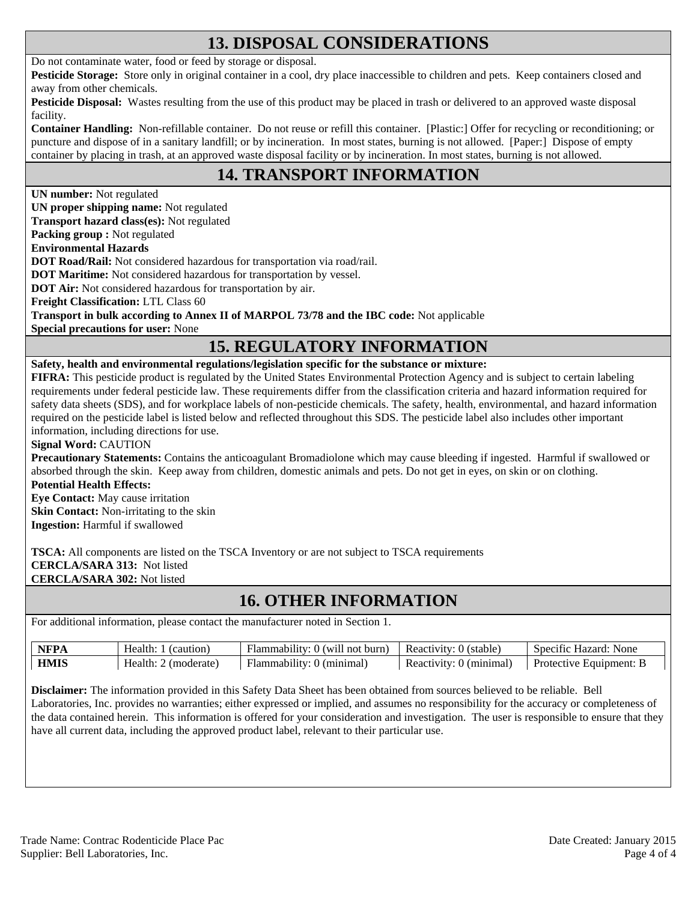## 13. DISPOSAL CONSIDERATIONS

Do not contaminate water, food or feed by storage or disposal.

**Pesticide Storage:** Store only in original container in a cool, dry place inaccessible to children and pets. Keep containers closed and away from other chemicals.

**Pesticide Disposal:** Wastes resulting from the use of this product may be placed in trash or delivered to an approved waste disposal facility.

**Container Handling:** Non-refillable container. Do not reuse or refill this container. [Plastic:] Offer for recycling or reconditioning; or puncture and dispose of in a sanitary landfill; or by incineration. In most states, burning is not allowed. [Paper:] Dispose of empty container by placing in trash, at an approved waste disposal facility or by incineration. In most states, burning is not allowed.

## 14. TRANSPORT INFORMATION

**UN number:** Not regulated
**UN proper shipping name:** Not regulated
**Transport hazard class(es):** Not regulated
**Packing group :** Not regulated
**Environmental Hazards**
**DOT Road/Rail:** Not considered hazardous for transportation via road/rail.
**DOT Maritime:** Not considered hazardous for transportation by vessel.
**DOT Air:** Not considered hazardous for transportation by air.
**Freight Classification:** LTL Class 60
**Transport in bulk according to Annex II of MARPOL 73/78 and the IBC code:** Not applicable
**Special precautions for user:** None

## 15. REGULATORY INFORMATION

**Safety, health and environmental regulations/legislation specific for the substance or mixture:**

**FIFRA:** This pesticide product is regulated by the United States Environmental Protection Agency and is subject to certain labeling requirements under federal pesticide law. These requirements differ from the classification criteria and hazard information required for safety data sheets (SDS), and for workplace labels of non-pesticide chemicals. The safety, health, environmental, and hazard information required on the pesticide label is listed below and reflected throughout this SDS. The pesticide label also includes other important information, including directions for use.

**Signal Word:** CAUTION

**Precautionary Statements:** Contains the anticoagulant Bromadiolone which may cause bleeding if ingested. Harmful if swallowed or absorbed through the skin. Keep away from children, domestic animals and pets. Do not get in eyes, on skin or on clothing.

**Potential Health Effects:**
**Eye Contact:** May cause irritation
**Skin Contact:** Non-irritating to the skin
**Ingestion:** Harmful if swallowed

**TSCA:** All components are listed on the TSCA Inventory or are not subject to TSCA requirements
**CERCLA/SARA 313:** Not listed
**CERCLA/SARA 302:** Not listed

## 16. OTHER INFORMATION

For additional information, please contact the manufacturer noted in Section 1.

| | | | | |
|---|---|---|---|---|
| **NFPA** | Health: 1 (caution) | Flammability: 0 (will not burn) | Reactivity: 0 (stable) | Specific Hazard: None |
| **HMIS** | Health: 2 (moderate) | Flammability: 0 (minimal) | Reactivity: 0 (minimal) | Protective Equipment: B |

**Disclaimer:** The information provided in this Safety Data Sheet has been obtained from sources believed to be reliable. Bell Laboratories, Inc. provides no warranties; either expressed or implied, and assumes no responsibility for the accuracy or completeness of the data contained herein. This information is offered for your consideration and investigation. The user is responsible to ensure that they have all current data, including the approved product label, relevant to their particular use.